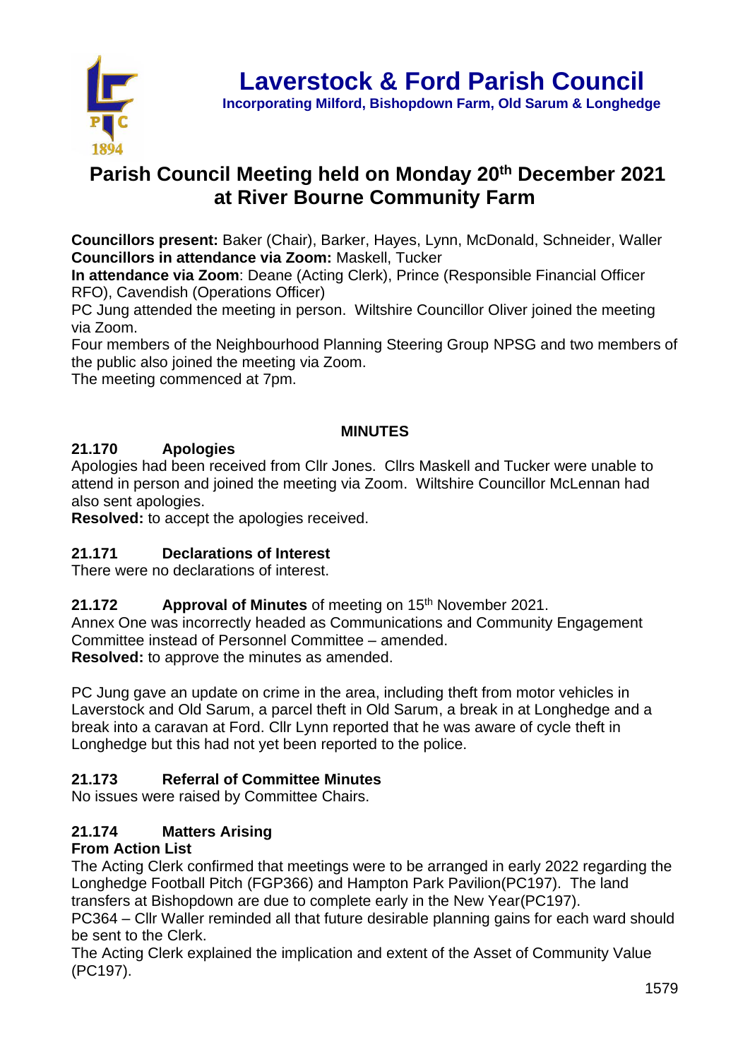# Laverstock & Ford Parish Council

**Incorporating Milford, Bishopdown Farm, Old Sarum & Longhedge**

## Parish Council Meeting held on Monday 20th December 2021 at River Bourne Community Farm

**Councillors present:** Baker (Chair), Barker, Hayes, Lynn, McDonald, Schneider, Waller
**Councillors in attendance via Zoom:** Maskell, Tucker
**In attendance via Zoom**: Deane (Acting Clerk), Prince (Responsible Financial Officer RFO), Cavendish (Operations Officer)
PC Jung attended the meeting in person. Wiltshire Councillor Oliver joined the meeting via Zoom.
Four members of the Neighbourhood Planning Steering Group NPSG and two members of the public also joined the meeting via Zoom.
The meeting commenced at 7pm.

### MINUTES

**21.170 Apologies**
Apologies had been received from Cllr Jones. Cllrs Maskell and Tucker were unable to attend in person and joined the meeting via Zoom. Wiltshire Councillor McLennan had also sent apologies.
**Resolved:** to accept the apologies received.

**21.171 Declarations of Interest**
There were no declarations of interest.

**21.172 Approval of Minutes** of meeting on 15th November 2021.
Annex One was incorrectly headed as Communications and Community Engagement Committee instead of Personnel Committee – amended.
**Resolved:** to approve the minutes as amended.

PC Jung gave an update on crime in the area, including theft from motor vehicles in Laverstock and Old Sarum, a parcel theft in Old Sarum, a break in at Longhedge and a break into a caravan at Ford. Cllr Lynn reported that he was aware of cycle theft in Longhedge but this had not yet been reported to the police.

**21.173 Referral of Committee Minutes**
No issues were raised by Committee Chairs.

**21.174 Matters Arising**
**From Action List**
The Acting Clerk confirmed that meetings were to be arranged in early 2022 regarding the Longhedge Football Pitch (FGP366) and Hampton Park Pavilion(PC197). The land transfers at Bishopdown are due to complete early in the New Year(PC197).
PC364 – Cllr Waller reminded all that future desirable planning gains for each ward should be sent to the Clerk.
The Acting Clerk explained the implication and extent of the Asset of Community Value (PC197).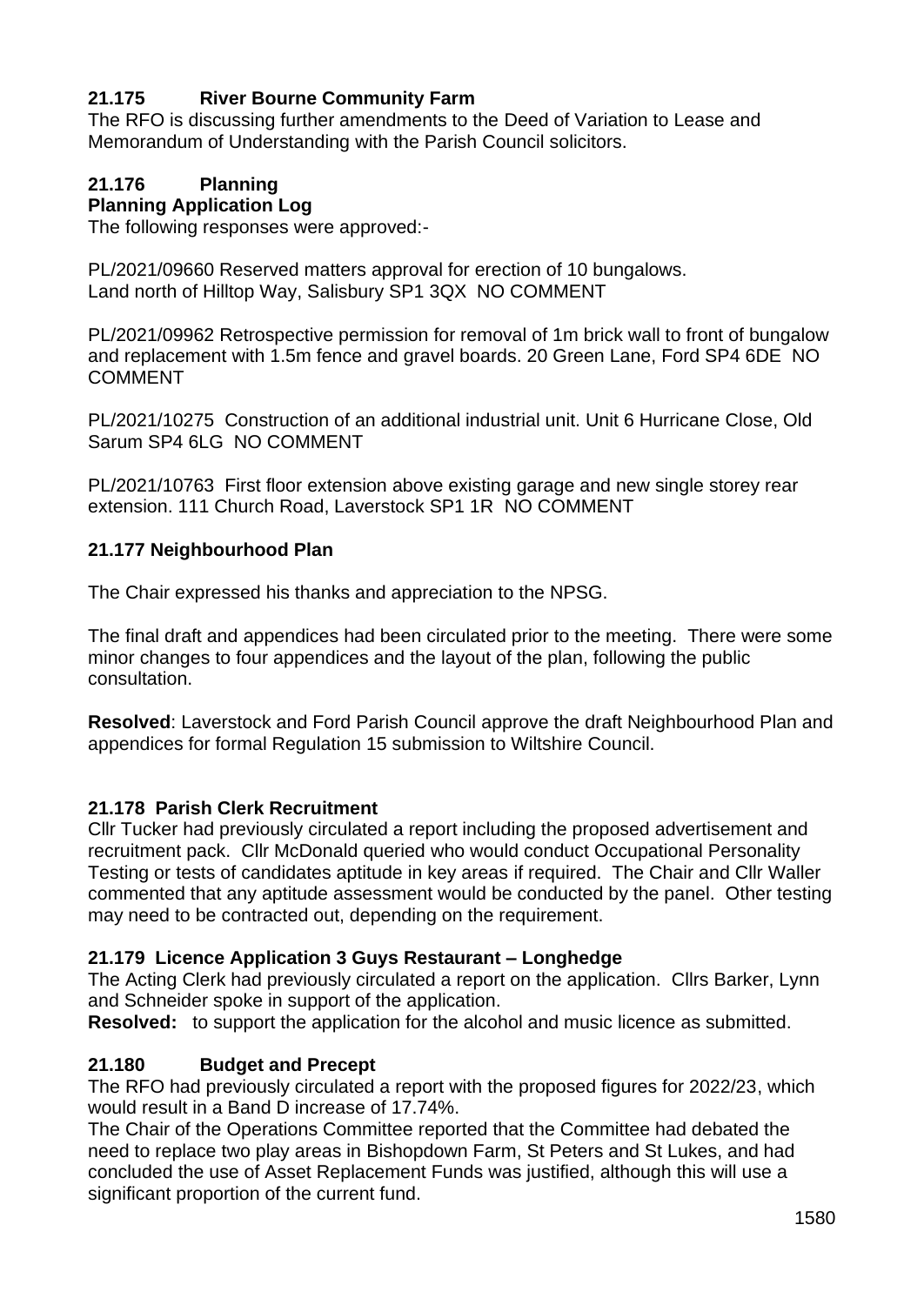## 21.175 River Bourne Community Farm

The RFO is discussing further amendments to the Deed of Variation to Lease and Memorandum of Understanding with the Parish Council solicitors.

## 21.176 Planning

**Planning Application Log**

The following responses were approved:-

PL/2021/09660 Reserved matters approval for erection of 10 bungalows. Land north of Hilltop Way, Salisbury SP1 3QX NO COMMENT

PL/2021/09962 Retrospective permission for removal of 1m brick wall to front of bungalow and replacement with 1.5m fence and gravel boards. 20 Green Lane, Ford SP4 6DE NO COMMENT

PL/2021/10275 Construction of an additional industrial unit. Unit 6 Hurricane Close, Old Sarum SP4 6LG NO COMMENT

PL/2021/10763 First floor extension above existing garage and new single storey rear extension. 111 Church Road, Laverstock SP1 1R NO COMMENT

## 21.177 Neighbourhood Plan

The Chair expressed his thanks and appreciation to the NPSG.

The final draft and appendices had been circulated prior to the meeting. There were some minor changes to four appendices and the layout of the plan, following the public consultation.

**Resolved**: Laverstock and Ford Parish Council approve the draft Neighbourhood Plan and appendices for formal Regulation 15 submission to Wiltshire Council.

## 21.178 Parish Clerk Recruitment

Cllr Tucker had previously circulated a report including the proposed advertisement and recruitment pack. Cllr McDonald queried who would conduct Occupational Personality Testing or tests of candidates aptitude in key areas if required. The Chair and Cllr Waller commented that any aptitude assessment would be conducted by the panel. Other testing may need to be contracted out, depending on the requirement.

## 21.179 Licence Application 3 Guys Restaurant – Longhedge

The Acting Clerk had previously circulated a report on the application. Cllrs Barker, Lynn and Schneider spoke in support of the application.

**Resolved:** to support the application for the alcohol and music licence as submitted.

## 21.180 Budget and Precept

The RFO had previously circulated a report with the proposed figures for 2022/23, which would result in a Band D increase of 17.74%.

The Chair of the Operations Committee reported that the Committee had debated the need to replace two play areas in Bishopdown Farm, St Peters and St Lukes, and had concluded the use of Asset Replacement Funds was justified, although this will use a significant proportion of the current fund.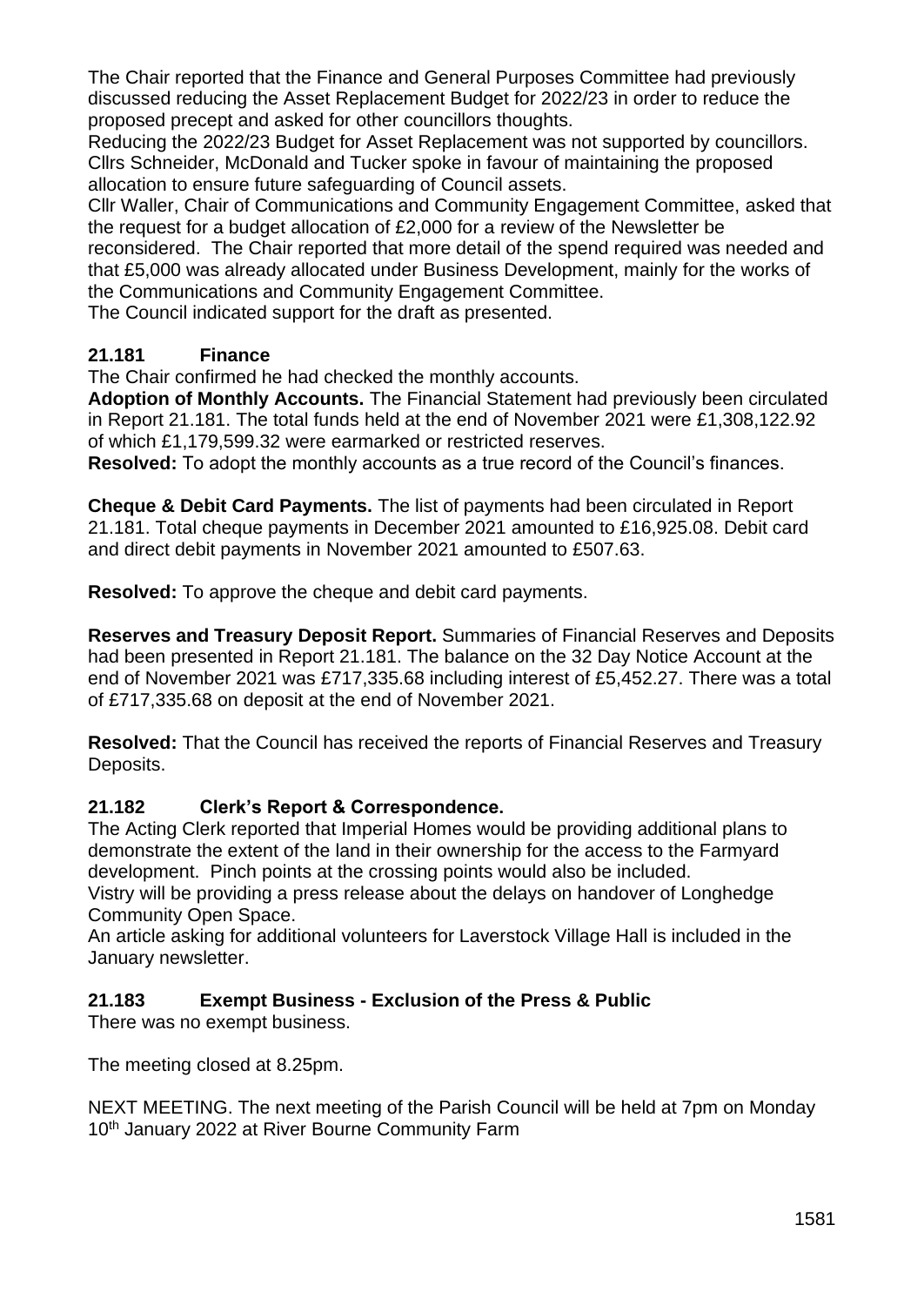The Chair reported that the Finance and General Purposes Committee had previously discussed reducing the Asset Replacement Budget for 2022/23 in order to reduce the proposed precept and asked for other councillors thoughts.
Reducing the 2022/23 Budget for Asset Replacement was not supported by councillors. Cllrs Schneider, McDonald and Tucker spoke in favour of maintaining the proposed allocation to ensure future safeguarding of Council assets.
Cllr Waller, Chair of Communications and Community Engagement Committee, asked that the request for a budget allocation of £2,000 for a review of the Newsletter be reconsidered. The Chair reported that more detail of the spend required was needed and that £5,000 was already allocated under Business Development, mainly for the works of the Communications and Community Engagement Committee.
The Council indicated support for the draft as presented.

### 21.181 Finance

The Chair confirmed he had checked the monthly accounts.
**Adoption of Monthly Accounts.** The Financial Statement had previously been circulated in Report 21.181. The total funds held at the end of November 2021 were £1,308,122.92 of which £1,179,599.32 were earmarked or restricted reserves.
**Resolved:** To adopt the monthly accounts as a true record of the Council's finances.

**Cheque & Debit Card Payments.** The list of payments had been circulated in Report 21.181. Total cheque payments in December 2021 amounted to £16,925.08. Debit card and direct debit payments in November 2021 amounted to £507.63.

**Resolved:** To approve the cheque and debit card payments.

**Reserves and Treasury Deposit Report.** Summaries of Financial Reserves and Deposits had been presented in Report 21.181. The balance on the 32 Day Notice Account at the end of November 2021 was £717,335.68 including interest of £5,452.27. There was a total of £717,335.68 on deposit at the end of November 2021.

**Resolved:** That the Council has received the reports of Financial Reserves and Treasury Deposits.

### 21.182 Clerk's Report & Correspondence.

The Acting Clerk reported that Imperial Homes would be providing additional plans to demonstrate the extent of the land in their ownership for the access to the Farmyard development. Pinch points at the crossing points would also be included.
Vistry will be providing a press release about the delays on handover of Longhedge Community Open Space.
An article asking for additional volunteers for Laverstock Village Hall is included in the January newsletter.

### 21.183 Exempt Business - Exclusion of the Press & Public

There was no exempt business.

The meeting closed at 8.25pm.

NEXT MEETING. The next meeting of the Parish Council will be held at 7pm on Monday 10th January 2022 at River Bourne Community Farm